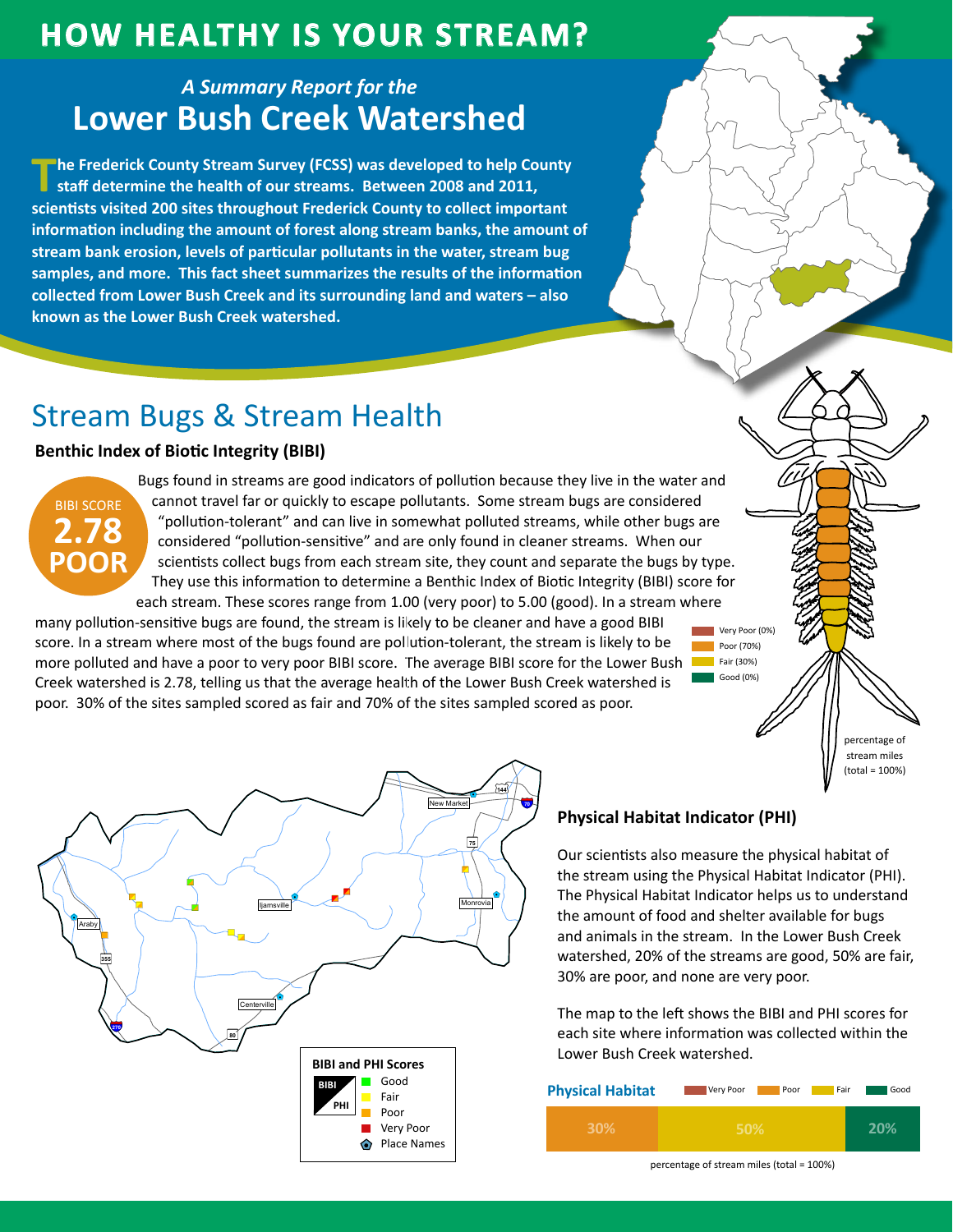# HOW HEALTHY IS YOUR STREAM?

*A Summary Report for the*

## Lower Bush Creek Watershed

**The Frederick County Stream Survey (FCSS) was developed to help County staff determine the health of our streams. Between 2008 and 2011, scientists visited 200 sites throughout Frederick County to collect important information including the amount of forest along stream banks, the amount of stream bank erosion, levels of particular pollutants in the water, stream bug samples, and more. This fact sheet summarizes the results of the information collected from Lower Bush Creek and its surrounding land and waters – also known as the Lower Bush Creek watershed.**

## Stream Bugs & Stream Health

### Benthic Index of Biotic Integrity (BIBI)

BIBI SCORE **2.78 POOR**

Bugs found in streams are good indicators of pollution because they live in the water and cannot travel far or quickly to escape pollutants. Some stream bugs are considered “pollution-tolerant” and can live in somewhat polluted streams, while other bugs are considered “pollution-sensitive” and are only found in cleaner streams. When our scientists collect bugs from each stream site, they count and separate the bugs by type. They use this information to determine a Benthic Index of Biotic Integrity (BIBI) score for each stream. These scores range from 1.00 (very poor) to 5.00 (good). In a stream where many pollution-sensitive bugs are found, the stream is likely to be cleaner and have a good BIBI score. In a stream where most of the bugs found are pollution-tolerant, the stream is likely to be more polluted and have a poor to very poor BIBI score. The average BIBI score for the Lower Bush Creek watershed is 2.78, telling us that the average health of the Lower Bush Creek watershed is poor. 30% of the sites sampled scored as fair and 70% of the sites sampled scored as poor.

- Very Poor (0%)
- Poor (70%)
- Fair (30%)
- Good (0%)

percentage of stream miles (total = 100%)

### Physical Habitat Indicator (PHI)

Our scientists also measure the physical habitat of the stream using the Physical Habitat Indicator (PHI). The Physical Habitat Indicator helps us to understand the amount of food and shelter available for bugs and animals in the stream. In the Lower Bush Creek watershed, 20% of the streams are good, 50% are fair, 30% are poor, and none are very poor.

The map to the left shows the BIBI and PHI scores for each site where information was collected within the Lower Bush Creek watershed.

**BIBI and PHI Scores**

- Good
- Fair
- Poor
- Very Poor
- Place Names

Map labels: New Market, Ijamsville, Monrovia, Araby, Centerville, 144, 70, 75, 355, 270, 80

**Physical Habitat**

| Very Poor | Poor | Fair | Good |
|---|---|---|---|
| 0% | 30% | 50% | 20% |

percentage of stream miles (total = 100%)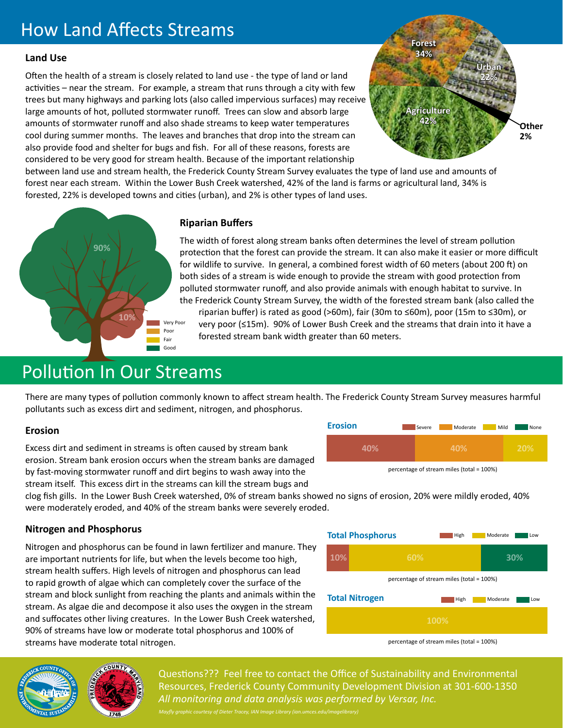# How Land Affects Streams

### Land Use

Often the health of a stream is closely related to land use - the type of land or land activities – near the stream. For example, a stream that runs through a city with few trees but many highways and parking lots (also called impervious surfaces) may receive large amounts of hot, polluted stormwater runoff. Trees can slow and absorb large amounts of stormwater runoff and also shade streams to keep water temperatures cool during summer months. The leaves and branches that drop into the stream can also provide food and shelter for bugs and fish. For all of these reasons, forests are considered to be very good for stream health. Because of the important relationship between land use and stream health, the Frederick County Stream Survey evaluates the type of land use and amounts of forest near each stream. Within the Lower Bush Creek watershed, 42% of the land is farms or agricultural land, 34% is forested, 22% is developed towns and cities (urban), and 2% is other types of land uses.

Forest 34%
Urban 22%
Agriculture 42%
Other 2%

### Riparian Buffers

90%
10%
Very Poor
Poor
Fair
Good

The width of forest along stream banks often determines the level of stream pollution protection that the forest can provide the stream. It can also make it easier or more difficult for wildlife to survive. In general, a combined forest width of 60 meters (about 200 ft) on both sides of a stream is wide enough to provide the stream with good protection from polluted stormwater runoff, and also provide animals with enough habitat to survive. In the Frederick County Stream Survey, the width of the forested stream bank (also called the riparian buffer) is rated as good (>60m), fair (30m to ≤60m), poor (15m to ≤30m), or very poor (≤15m). 90% of Lower Bush Creek and the streams that drain into it have a forested stream bank width greater than 60 meters.

# Pollution In Our Streams

There are many types of pollution commonly known to affect stream health. The Frederick County Stream Survey measures harmful pollutants such as excess dirt and sediment, nitrogen, and phosphorus.

### Erosion

Erosion
Severe
Moderate
Mild
None
40%
40%
20%
percentage of stream miles (total = 100%)

Excess dirt and sediment in streams is often caused by stream bank erosion. Stream bank erosion occurs when the stream banks are damaged by fast-moving stormwater runoff and dirt begins to wash away into the stream itself. This excess dirt in the streams can kill the stream bugs and clog fish gills. In the Lower Bush Creek watershed, 0% of stream banks showed no signs of erosion, 20% were mildly eroded, 40% were moderately eroded, and 40% of the stream banks were severely eroded.

### Nitrogen and Phosphorus

Nitrogen and phosphorus can be found in lawn fertilizer and manure. They are important nutrients for life, but when the levels become too high, stream health suffers. High levels of nitrogen and phosphorus can lead to rapid growth of algae which can completely cover the surface of the stream and block sunlight from reaching the plants and animals within the stream. As algae die and decompose it also uses the oxygen in the stream and suffocates other living creatures. In the Lower Bush Creek watershed, 90% of streams have low or moderate total phosphorus and 100% of streams have moderate total nitrogen.

Total Phosphorus
High
Moderate
Low
10%
60%
30%
percentage of stream miles (total = 100%)

Total Nitrogen
High
Moderate
Low
100%
percentage of stream miles (total = 100%)

Questions??? Feel free to contact the Office of Sustainability and Environmental Resources, Frederick County Community Development Division at 301-600-1350

*All monitoring and data analysis was performed by Versar, Inc.*

*Mayfly graphic courtesy of Dieter Tracey, IAN Image Library (ian.umces.edu/imagelibrary)*